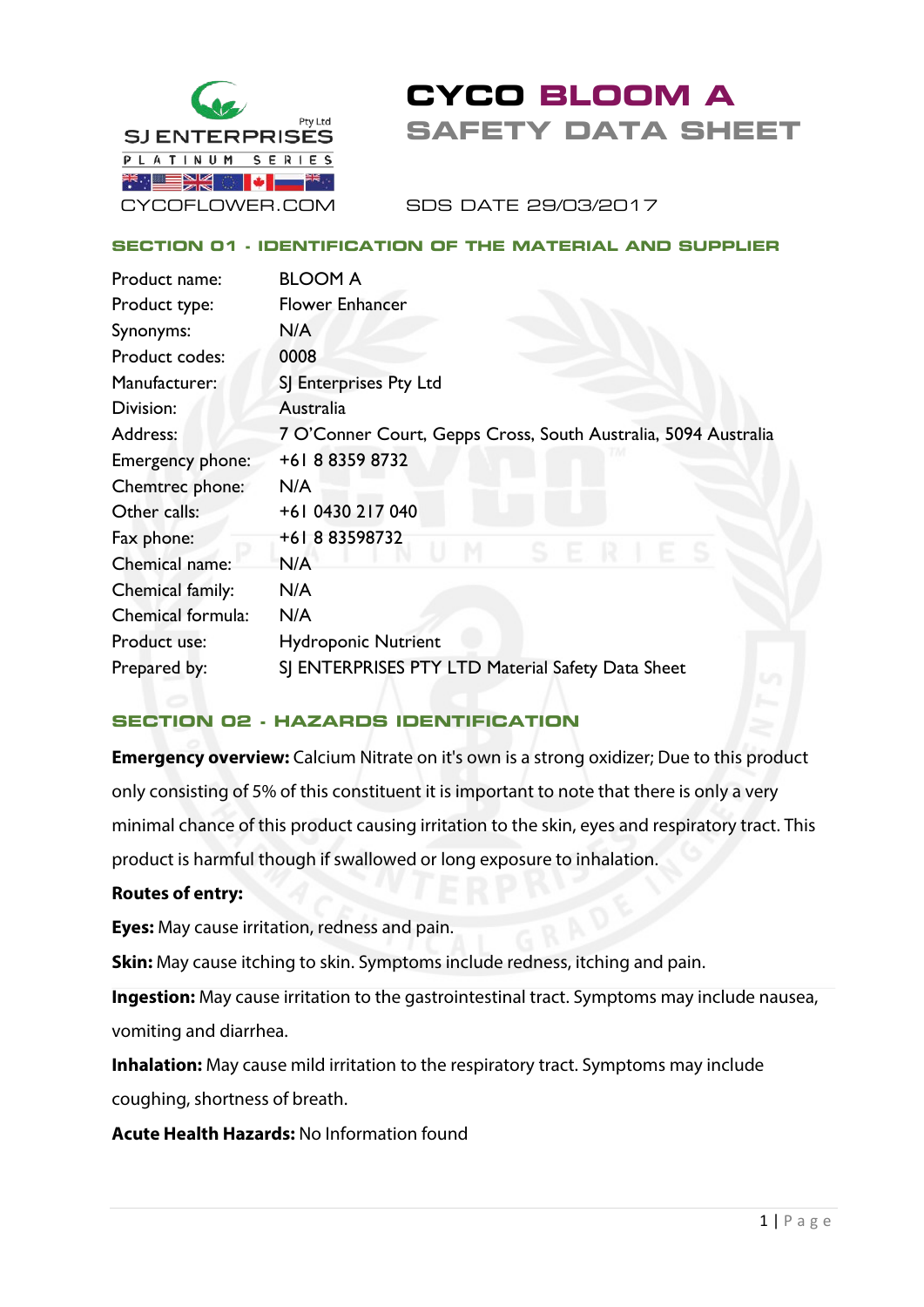SJ ENTERPRISES Pty Ltd

PLATINUM SERIES

CYCOFLOWER.COM

# CYCO BLOOM A
# SAFETY DATA SHEET

SDS DATE 29/03/2017

## SECTION 01 - IDENTIFICATION OF THE MATERIAL AND SUPPLIER

| | |
|---|---|
| Product name: | BLOOM A |
| Product type: | Flower Enhancer |
| Synonyms: | N/A |
| Product codes: | 0008 |
| Manufacturer: | SJ Enterprises Pty Ltd |
| Division: | Australia |
| Address: | 7 O'Conner Court, Gepps Cross, South Australia, 5094 Australia |
| Emergency phone: | +61 8 8359 8732 |
| Chemtrec phone: | N/A |
| Other calls: | +61 0430 217 040 |
| Fax phone: | +61 8 83598732 |
| Chemical name: | N/A |
| Chemical family: | N/A |
| Chemical formula: | N/A |
| Product use: | Hydroponic Nutrient |
| Prepared by: | SJ ENTERPRISES PTY LTD Material Safety Data Sheet |

## SECTION 02 - HAZARDS IDENTIFICATION

**Emergency overview:** Calcium Nitrate on it's own is a strong oxidizer; Due to this product only consisting of 5% of this constituent it is important to note that there is only a very minimal chance of this product causing irritation to the skin, eyes and respiratory tract. This product is harmful though if swallowed or long exposure to inhalation.

**Routes of entry:**

**Eyes:** May cause irritation, redness and pain.

**Skin:** May cause itching to skin. Symptoms include redness, itching and pain.

**Ingestion:** May cause irritation to the gastrointestinal tract. Symptoms may include nausea, vomiting and diarrhea.

**Inhalation:** May cause mild irritation to the respiratory tract. Symptoms may include coughing, shortness of breath.

**Acute Health Hazards:** No Information found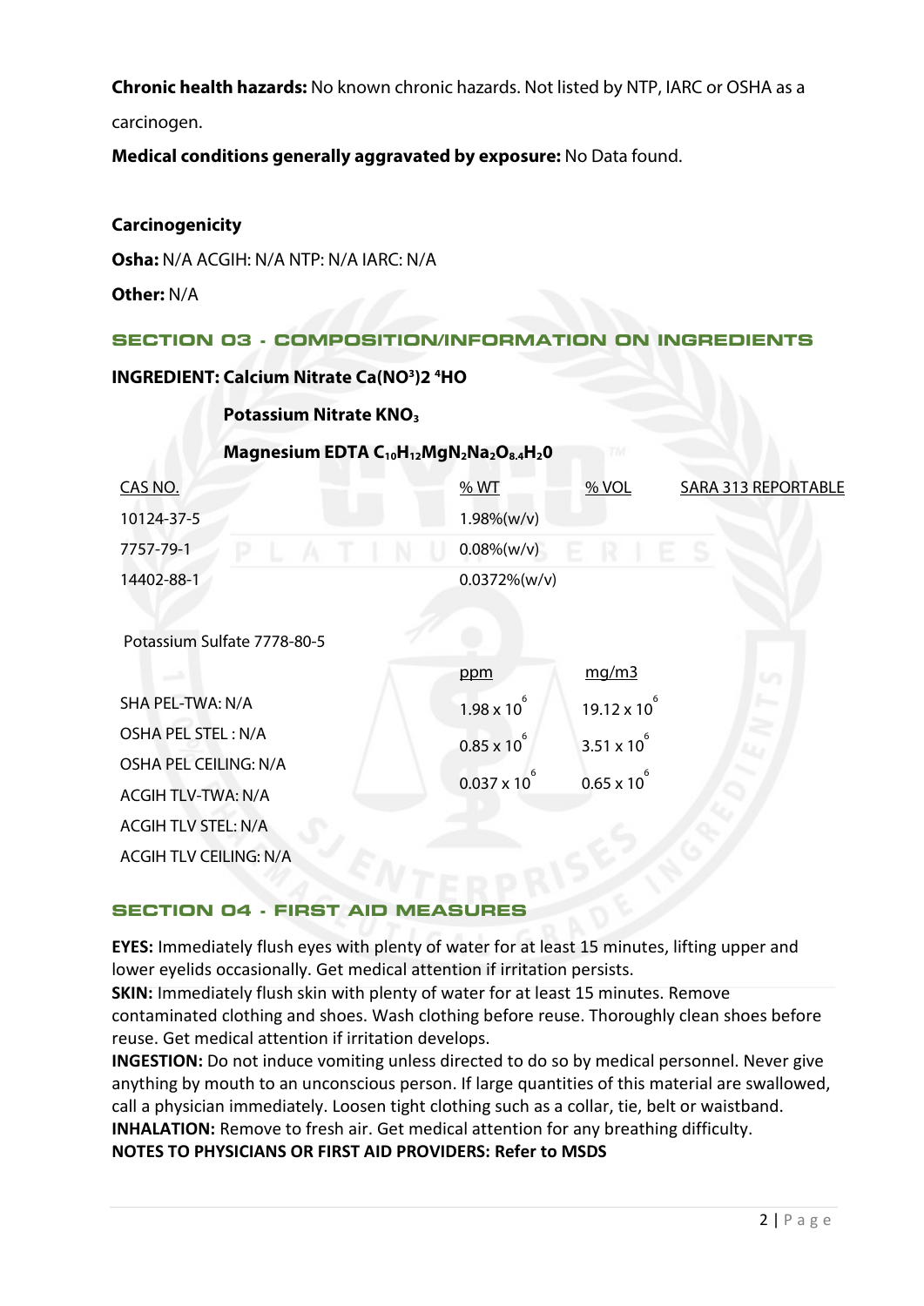**Chronic health hazards:** No known chronic hazards. Not listed by NTP, IARC or OSHA as a carcinogen.

**Medical conditions generally aggravated by exposure:** No Data found.

**Carcinogenicity**

**Osha:** N/A ACGIH: N/A NTP: N/A IARC: N/A

**Other:** N/A

## SECTION 03 - COMPOSITION/INFORMATION ON INGREDIENTS

**INGREDIENT: Calcium Nitrate Ca(NO³)2 ⁴HO**

**Potassium Nitrate $KNO_3$**

**Magnesium EDTA $C_{10}H_{12}MgN_2Na_2O_{8.4}H_20$**

| CAS NO. | % WT | % VOL | SARA 313 REPORTABLE |
|---|---|---|---|
| 10124-37-5 | 1.98%(w/v) | | |
| 7757-79-1 | 0.08%(w/v) | | |
| 14402-88-1 | 0.0372%(w/v) | | |

Potassium Sulfate 7778-80-5

| | ppm | mg/m3 |
|---|---|---|
| SHA PEL-TWA: N/A | $1.98 \times 10^6$ | $19.12 \times 10^6$ |
| OSHA PEL STEL : N/A | $0.85 \times 10^6$ | $3.51 \times 10^6$ |
| OSHA PEL CEILING: N/A | $0.037 \times 10^6$ | $0.65 \times 10^6$ |
| ACGIH TLV-TWA: N/A | | |
| ACGIH TLV STEL: N/A | | |
| ACGIH TLV CEILING: N/A | | |

## SECTION 04 - FIRST AID MEASURES

**EYES:** Immediately flush eyes with plenty of water for at least 15 minutes, lifting upper and lower eyelids occasionally. Get medical attention if irritation persists.

**SKIN:** Immediately flush skin with plenty of water for at least 15 minutes. Remove contaminated clothing and shoes. Wash clothing before reuse. Thoroughly clean shoes before reuse. Get medical attention if irritation develops.

**INGESTION:** Do not induce vomiting unless directed to do so by medical personnel. Never give anything by mouth to an unconscious person. If large quantities of this material are swallowed, call a physician immediately. Loosen tight clothing such as a collar, tie, belt or waistband.

**INHALATION:** Remove to fresh air. Get medical attention for any breathing difficulty.

**NOTES TO PHYSICIANS OR FIRST AID PROVIDERS: Refer to MSDS**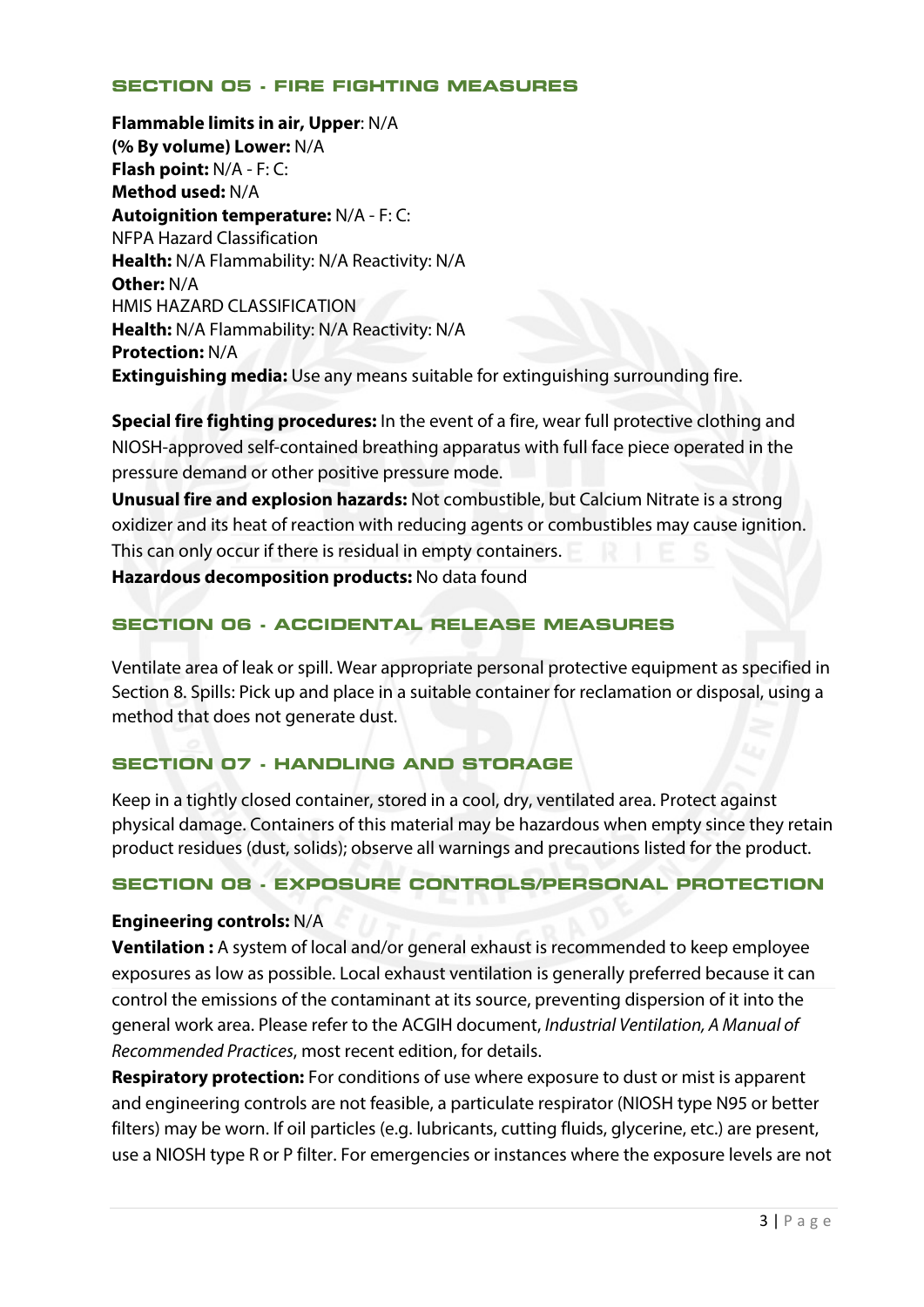## SECTION 05 - FIRE FIGHTING MEASURES

**Flammable limits in air, Upper**: N/A
**(% By volume) Lower:** N/A
**Flash point:** N/A - F: C:
**Method used:** N/A
**Autoignition temperature:** N/A - F: C:
NFPA Hazard Classification
**Health:** N/A Flammability: N/A Reactivity: N/A
**Other:** N/A
HMIS HAZARD CLASSIFICATION
**Health:** N/A Flammability: N/A Reactivity: N/A
**Protection:** N/A
**Extinguishing media:** Use any means suitable for extinguishing surrounding fire.

**Special fire fighting procedures:** In the event of a fire, wear full protective clothing and NIOSH-approved self-contained breathing apparatus with full face piece operated in the pressure demand or other positive pressure mode.
**Unusual fire and explosion hazards:** Not combustible, but Calcium Nitrate is a strong oxidizer and its heat of reaction with reducing agents or combustibles may cause ignition. This can only occur if there is residual in empty containers.
**Hazardous decomposition products:** No data found

## SECTION 06 - ACCIDENTAL RELEASE MEASURES

Ventilate area of leak or spill. Wear appropriate personal protective equipment as specified in Section 8. Spills: Pick up and place in a suitable container for reclamation or disposal, using a method that does not generate dust.

## SECTION 07 - HANDLING AND STORAGE

Keep in a tightly closed container, stored in a cool, dry, ventilated area. Protect against physical damage. Containers of this material may be hazardous when empty since they retain product residues (dust, solids); observe all warnings and precautions listed for the product.

## SECTION 08 - EXPOSURE CONTROLS/PERSONAL PROTECTION

**Engineering controls:** N/A
**Ventilation :** A system of local and/or general exhaust is recommended to keep employee exposures as low as possible. Local exhaust ventilation is generally preferred because it can control the emissions of the contaminant at its source, preventing dispersion of it into the general work area. Please refer to the ACGIH document, *Industrial Ventilation, A Manual of Recommended Practices*, most recent edition, for details.
**Respiratory protection:** For conditions of use where exposure to dust or mist is apparent and engineering controls are not feasible, a particulate respirator (NIOSH type N95 or better filters) may be worn. If oil particles (e.g. lubricants, cutting fluids, glycerine, etc.) are present, use a NIOSH type R or P filter. For emergencies or instances where the exposure levels are not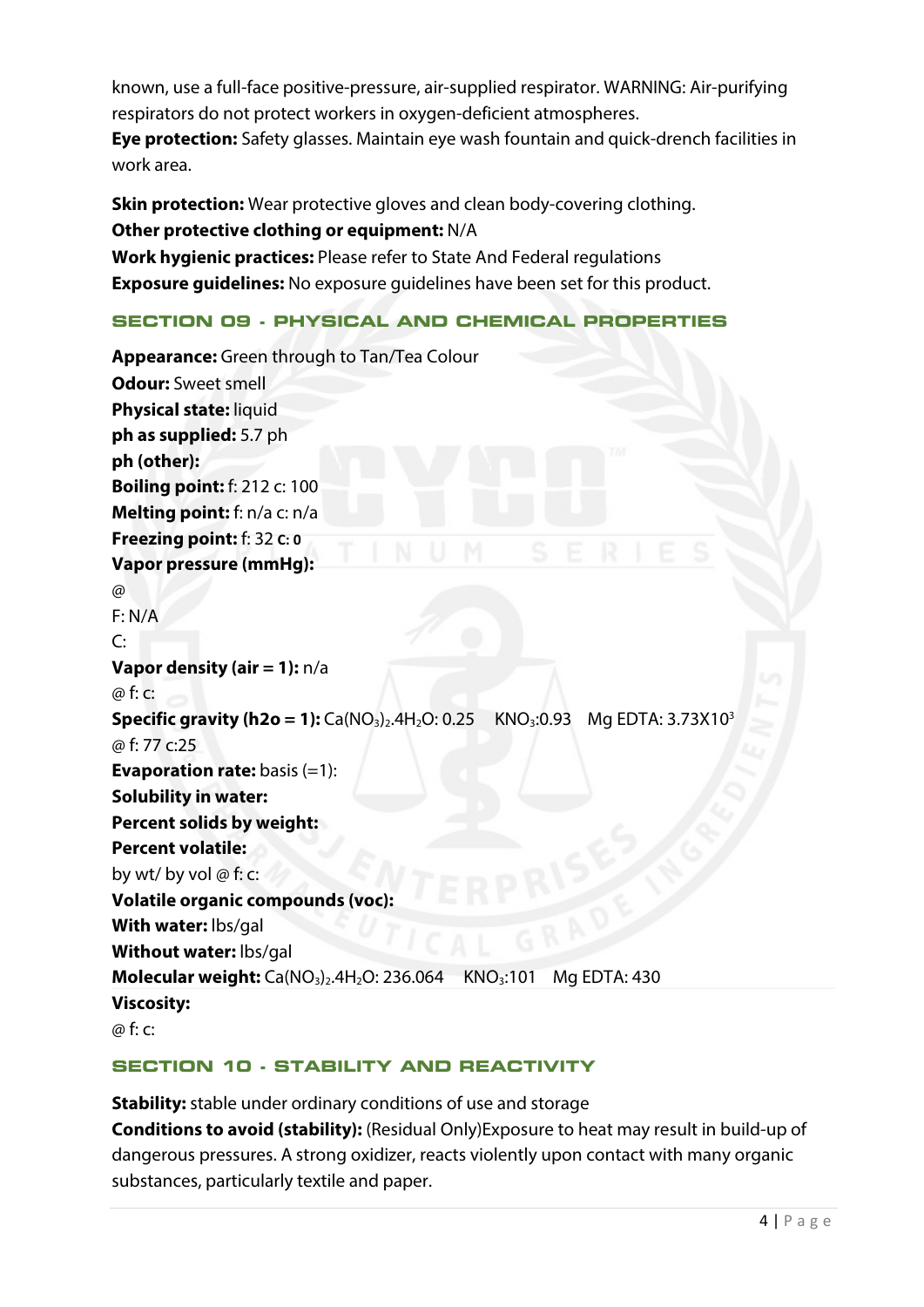known, use a full-face positive-pressure, air-supplied respirator. WARNING: Air-purifying respirators do not protect workers in oxygen-deficient atmospheres.
**Eye protection:** Safety glasses. Maintain eye wash fountain and quick-drench facilities in work area.

**Skin protection:** Wear protective gloves and clean body-covering clothing.
**Other protective clothing or equipment:** N/A
**Work hygienic practices:** Please refer to State And Federal regulations
**Exposure guidelines:** No exposure guidelines have been set for this product.

## SECTION 09 - PHYSICAL AND CHEMICAL PROPERTIES

**Appearance:** Green through to Tan/Tea Colour
**Odour:** Sweet smell
**Physical state:** liquid
**ph as supplied:** 5.7 ph
**ph (other):**
**Boiling point:** f: 212 c: 100
**Melting point:** f: n/a c: n/a
**Freezing point:** f: 32 c: 0
**Vapor pressure (mmHg):**
@
F: N/A
C:
**Vapor density (air = 1):** n/a
@ f: c:
**Specific gravity (h2o = 1):** $Ca(NO_3)_2.4H_2O$: 0.25 $KNO_3$:0.93 Mg EDTA: $3.73X10^3$
@ f: 77 c:25
**Evaporation rate:** basis (=1):
**Solubility in water:**
**Percent solids by weight:**
**Percent volatile:**
by wt/ by vol @ f: c:
**Volatile organic compounds (voc):**
**With water:** lbs/gal
**Without water:** lbs/gal
**Molecular weight:** $Ca(NO_3)_2.4H_2O$: 236.064 $KNO_3$:101 Mg EDTA: 430
**Viscosity:**
@ f: c:

## SECTION 10 - STABILITY AND REACTIVITY

**Stability:** stable under ordinary conditions of use and storage
**Conditions to avoid (stability):** (Residual Only)Exposure to heat may result in build-up of dangerous pressures. A strong oxidizer, reacts violently upon contact with many organic substances, particularly textile and paper.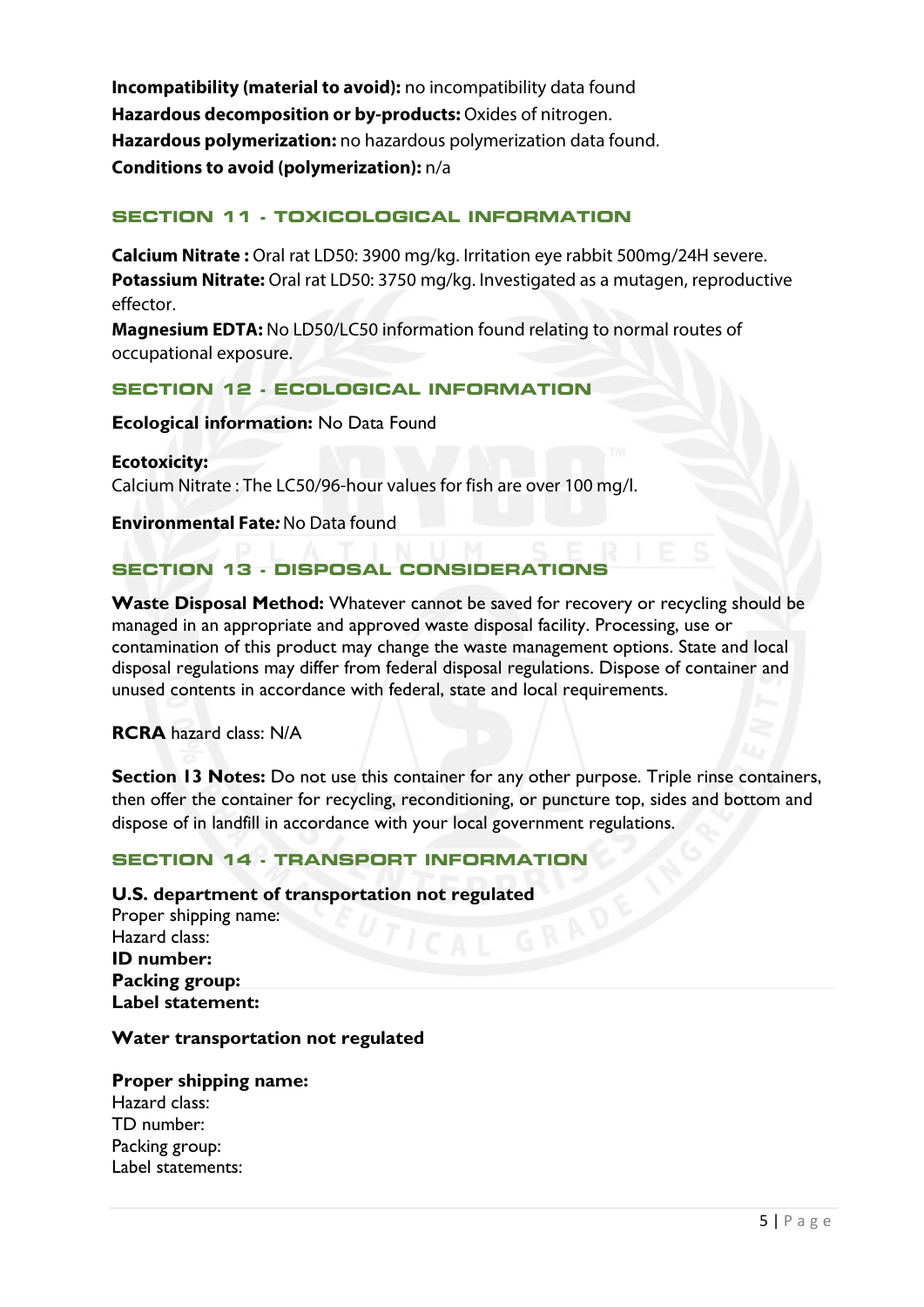**Incompatibility (material to avoid):** no incompatibility data found
**Hazardous decomposition or by-products:** Oxides of nitrogen.
**Hazardous polymerization:** no hazardous polymerization data found.
**Conditions to avoid (polymerization):** n/a

## SECTION 11 - TOXICOLOGICAL INFORMATION

**Calcium Nitrate :** Oral rat LD50: 3900 mg/kg. Irritation eye rabbit 500mg/24H severe.
**Potassium Nitrate:** Oral rat LD50: 3750 mg/kg. Investigated as a mutagen, reproductive effector.
**Magnesium EDTA:** No LD50/LC50 information found relating to normal routes of occupational exposure.

## SECTION 12 - ECOLOGICAL INFORMATION

**Ecological information:** No Data Found

**Ecotoxicity:**
Calcium Nitrate : The LC50/96-hour values for fish are over 100 mg/l.

**Environmental Fate:** No Data found

## SECTION 13 - DISPOSAL CONSIDERATIONS

**Waste Disposal Method:** Whatever cannot be saved for recovery or recycling should be managed in an appropriate and approved waste disposal facility. Processing, use or contamination of this product may change the waste management options. State and local disposal regulations may differ from federal disposal regulations. Dispose of container and unused contents in accordance with federal, state and local requirements.

**RCRA** hazard class: N/A

**Section 13 Notes:** Do not use this container for any other purpose. Triple rinse containers, then offer the container for recycling, reconditioning, or puncture top, sides and bottom and dispose of in landfill in accordance with your local government regulations.

## SECTION 14 - TRANSPORT INFORMATION

**U.S. department of transportation not regulated**
Proper shipping name:
Hazard class:
**ID number:**
**Packing group:**
**Label statement:**

**Water transportation not regulated**

**Proper shipping name:**
Hazard class:
TD number:
Packing group:
Label statements: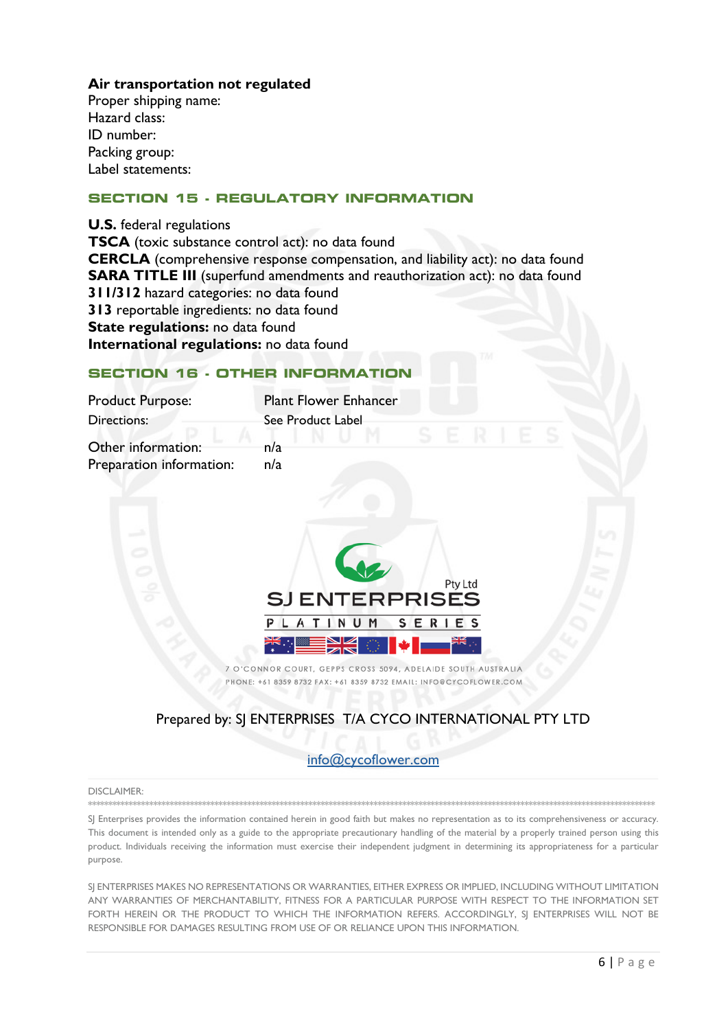**Air transportation not regulated**
Proper shipping name:
Hazard class:
ID number:
Packing group:
Label statements:

## SECTION 15 - REGULATORY INFORMATION

**U.S.** federal regulations
**TSCA** (toxic substance control act): no data found
**CERCLA** (comprehensive response compensation, and liability act): no data found
**SARA TITLE III** (superfund amendments and reauthorization act): no data found
**311/312** hazard categories: no data found
**313** reportable ingredients: no data found
**State regulations:** no data found
**International regulations:** no data found

## SECTION 16 - OTHER INFORMATION

| | |
|---|---|
| Product Purpose: | Plant Flower Enhancer |
| Directions: | See Product Label |
| Other information: | n/a |
| Preparation information: | n/a |

SJ ENTERPRISES Pty Ltd
PLATINUM SERIES

7 O'CONNOR COURT, GEPPS CROSS 5094, ADELAIDE SOUTH AUSTRALIA
PHONE: +61 8359 8732 FAX: +61 8359 8732 EMAIL: INFO@CYCOFLOWER.COM

Prepared by: SJ ENTERPRISES T/A CYCO INTERNATIONAL PTY LTD

info@cycoflower.com

DISCLAIMER:

SJ Enterprises provides the information contained herein in good faith but makes no representation as to its comprehensiveness or accuracy. This document is intended only as a guide to the appropriate precautionary handling of the material by a properly trained person using this product. Individuals receiving the information must exercise their independent judgment in determining its appropriateness for a particular purpose.

SJ ENTERPRISES MAKES NO REPRESENTATIONS OR WARRANTIES, EITHER EXPRESS OR IMPLIED, INCLUDING WITHOUT LIMITATION ANY WARRANTIES OF MERCHANTABILITY, FITNESS FOR A PARTICULAR PURPOSE WITH RESPECT TO THE INFORMATION SET FORTH HEREIN OR THE PRODUCT TO WHICH THE INFORMATION REFERS. ACCORDINGLY, SJ ENTERPRISES WILL NOT BE RESPONSIBLE FOR DAMAGES RESULTING FROM USE OF OR RELIANCE UPON THIS INFORMATION.